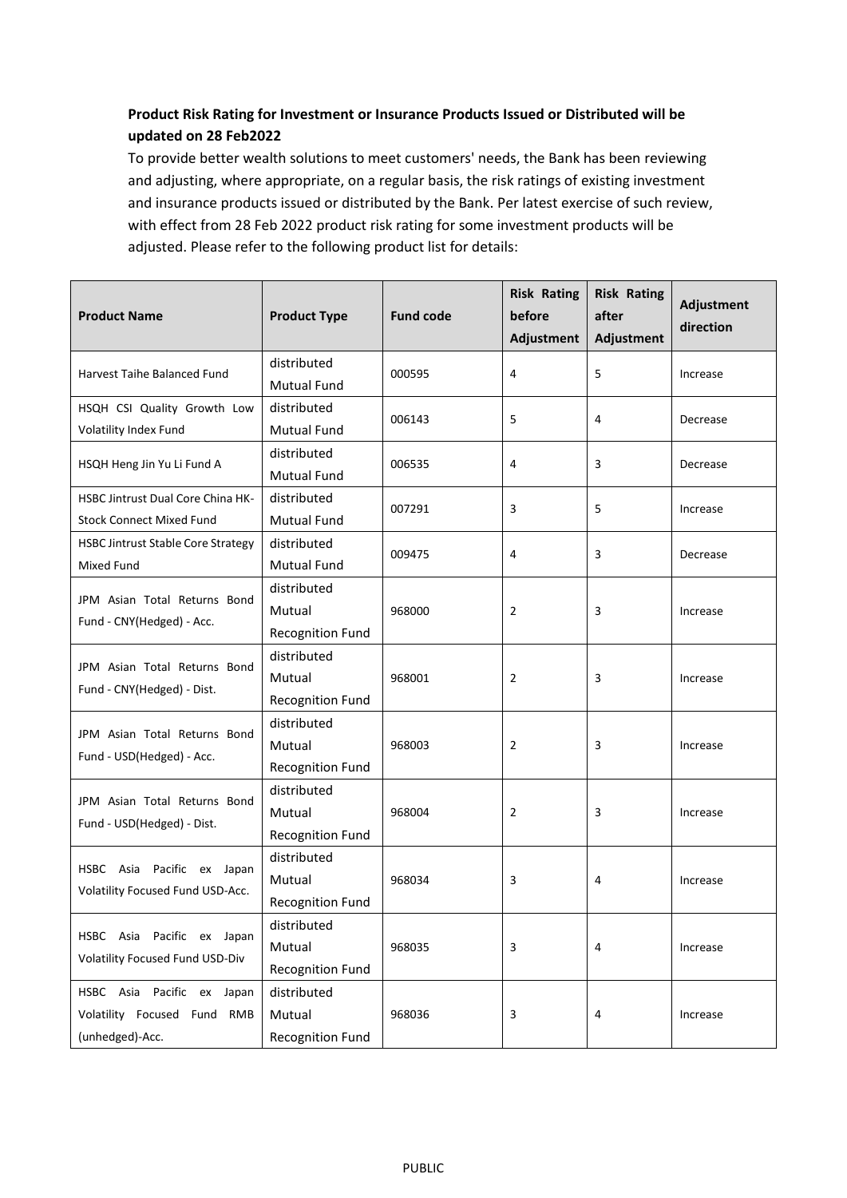**Product Risk Rating for Investment or Insurance Products Issued or Distributed will be updated on 28 Feb2022**

To provide better wealth solutions to meet customers' needs, the Bank has been reviewing and adjusting, where appropriate, on a regular basis, the risk ratings of existing investment and insurance products issued or distributed by the Bank. Per latest exercise of such review, with effect from 28 Feb 2022 product risk rating for some investment products will be adjusted. Please refer to the following product list for details:

| Product Name | Product Type | Fund code | Risk Rating before Adjustment | Risk Rating after Adjustment | Adjustment direction |
|---|---|---|---|---|---|
| Harvest Taihe Balanced Fund | distributed Mutual Fund | 000595 | 4 | 5 | Increase |
| HSQH CSI Quality Growth Low Volatility Index Fund | distributed Mutual Fund | 006143 | 5 | 4 | Decrease |
| HSQH Heng Jin Yu Li Fund A | distributed Mutual Fund | 006535 | 4 | 3 | Decrease |
| HSBC Jintrust Dual Core China HK-Stock Connect Mixed Fund | distributed Mutual Fund | 007291 | 3 | 5 | Increase |
| HSBC Jintrust Stable Core Strategy Mixed Fund | distributed Mutual Fund | 009475 | 4 | 3 | Decrease |
| JPM Asian Total Returns Bond Fund - CNY(Hedged) - Acc. | distributed Mutual Recognition Fund | 968000 | 2 | 3 | Increase |
| JPM Asian Total Returns Bond Fund - CNY(Hedged) - Dist. | distributed Mutual Recognition Fund | 968001 | 2 | 3 | Increase |
| JPM Asian Total Returns Bond Fund - USD(Hedged) - Acc. | distributed Mutual Recognition Fund | 968003 | 2 | 3 | Increase |
| JPM Asian Total Returns Bond Fund - USD(Hedged) - Dist. | distributed Mutual Recognition Fund | 968004 | 2 | 3 | Increase |
| HSBC Asia Pacific ex Japan Volatility Focused Fund USD-Acc. | distributed Mutual Recognition Fund | 968034 | 3 | 4 | Increase |
| HSBC Asia Pacific ex Japan Volatility Focused Fund USD-Div | distributed Mutual Recognition Fund | 968035 | 3 | 4 | Increase |
| HSBC Asia Pacific ex Japan Volatility Focused Fund RMB (unhedged)-Acc. | distributed Mutual Recognition Fund | 968036 | 3 | 4 | Increase |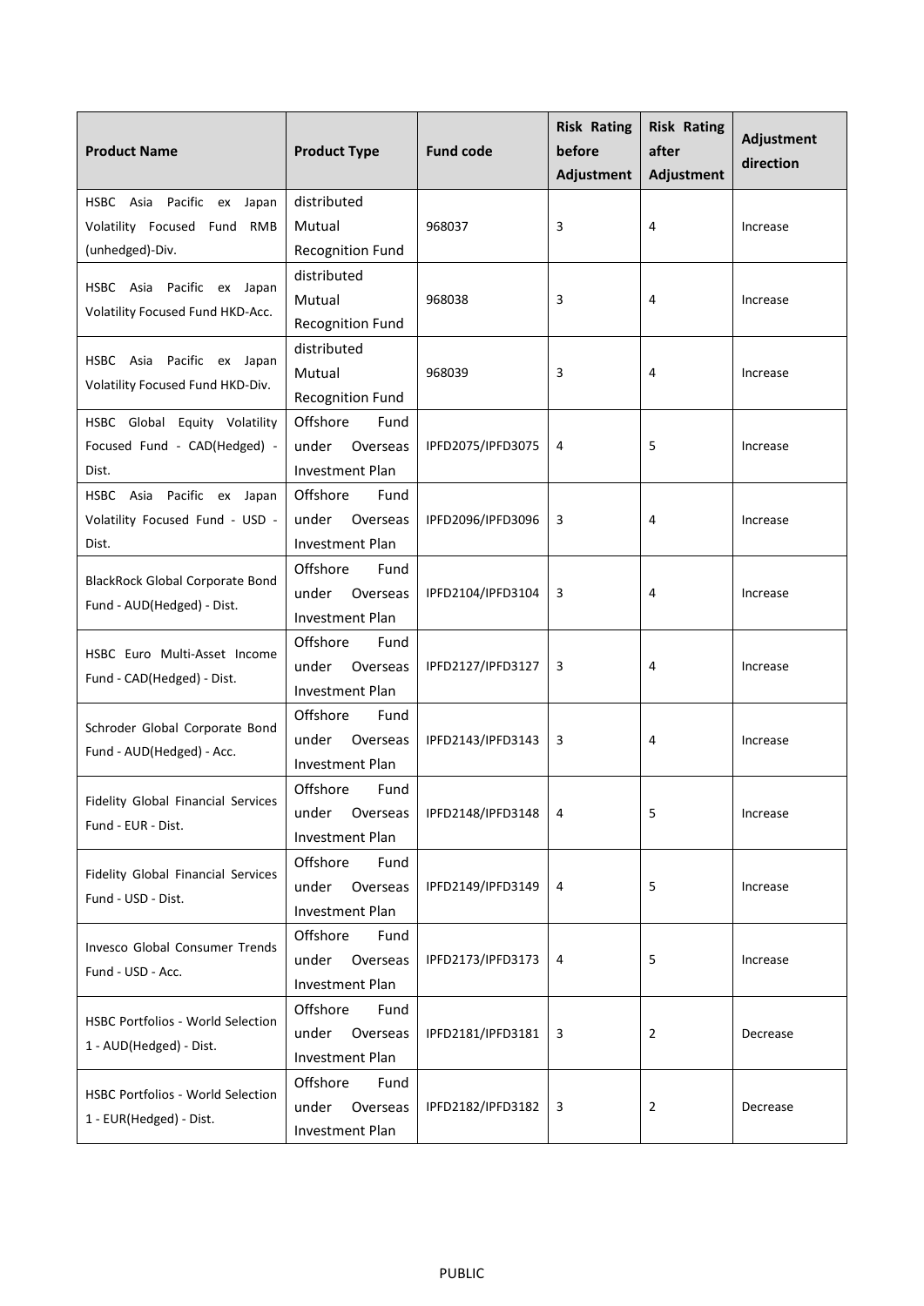| Product Name | Product Type | Fund code | Risk Rating before Adjustment | Risk Rating after Adjustment | Adjustment direction |
|---|---|---|---|---|---|
| HSBC Asia Pacific ex Japan Volatility Focused Fund RMB (unhedged)-Div. | distributed Mutual Recognition Fund | 968037 | 3 | 4 | Increase |
| HSBC Asia Pacific ex Japan Volatility Focused Fund HKD-Acc. | distributed Mutual Recognition Fund | 968038 | 3 | 4 | Increase |
| HSBC Asia Pacific ex Japan Volatility Focused Fund HKD-Div. | distributed Mutual Recognition Fund | 968039 | 3 | 4 | Increase |
| HSBC Global Equity Volatility Focused Fund - CAD(Hedged) - Dist. | Offshore Fund under Overseas Investment Plan | IPFD2075/IPFD3075 | 4 | 5 | Increase |
| HSBC Asia Pacific ex Japan Volatility Focused Fund - USD - Dist. | Offshore Fund under Overseas Investment Plan | IPFD2096/IPFD3096 | 3 | 4 | Increase |
| BlackRock Global Corporate Bond Fund - AUD(Hedged) - Dist. | Offshore Fund under Overseas Investment Plan | IPFD2104/IPFD3104 | 3 | 4 | Increase |
| HSBC Euro Multi-Asset Income Fund - CAD(Hedged) - Dist. | Offshore Fund under Overseas Investment Plan | IPFD2127/IPFD3127 | 3 | 4 | Increase |
| Schroder Global Corporate Bond Fund - AUD(Hedged) - Acc. | Offshore Fund under Overseas Investment Plan | IPFD2143/IPFD3143 | 3 | 4 | Increase |
| Fidelity Global Financial Services Fund - EUR - Dist. | Offshore Fund under Overseas Investment Plan | IPFD2148/IPFD3148 | 4 | 5 | Increase |
| Fidelity Global Financial Services Fund - USD - Dist. | Offshore Fund under Overseas Investment Plan | IPFD2149/IPFD3149 | 4 | 5 | Increase |
| Invesco Global Consumer Trends Fund - USD - Acc. | Offshore Fund under Overseas Investment Plan | IPFD2173/IPFD3173 | 4 | 5 | Increase |
| HSBC Portfolios - World Selection 1 - AUD(Hedged) - Dist. | Offshore Fund under Overseas Investment Plan | IPFD2181/IPFD3181 | 3 | 2 | Decrease |
| HSBC Portfolios - World Selection 1 - EUR(Hedged) - Dist. | Offshore Fund under Overseas Investment Plan | IPFD2182/IPFD3182 | 3 | 2 | Decrease |

PUBLIC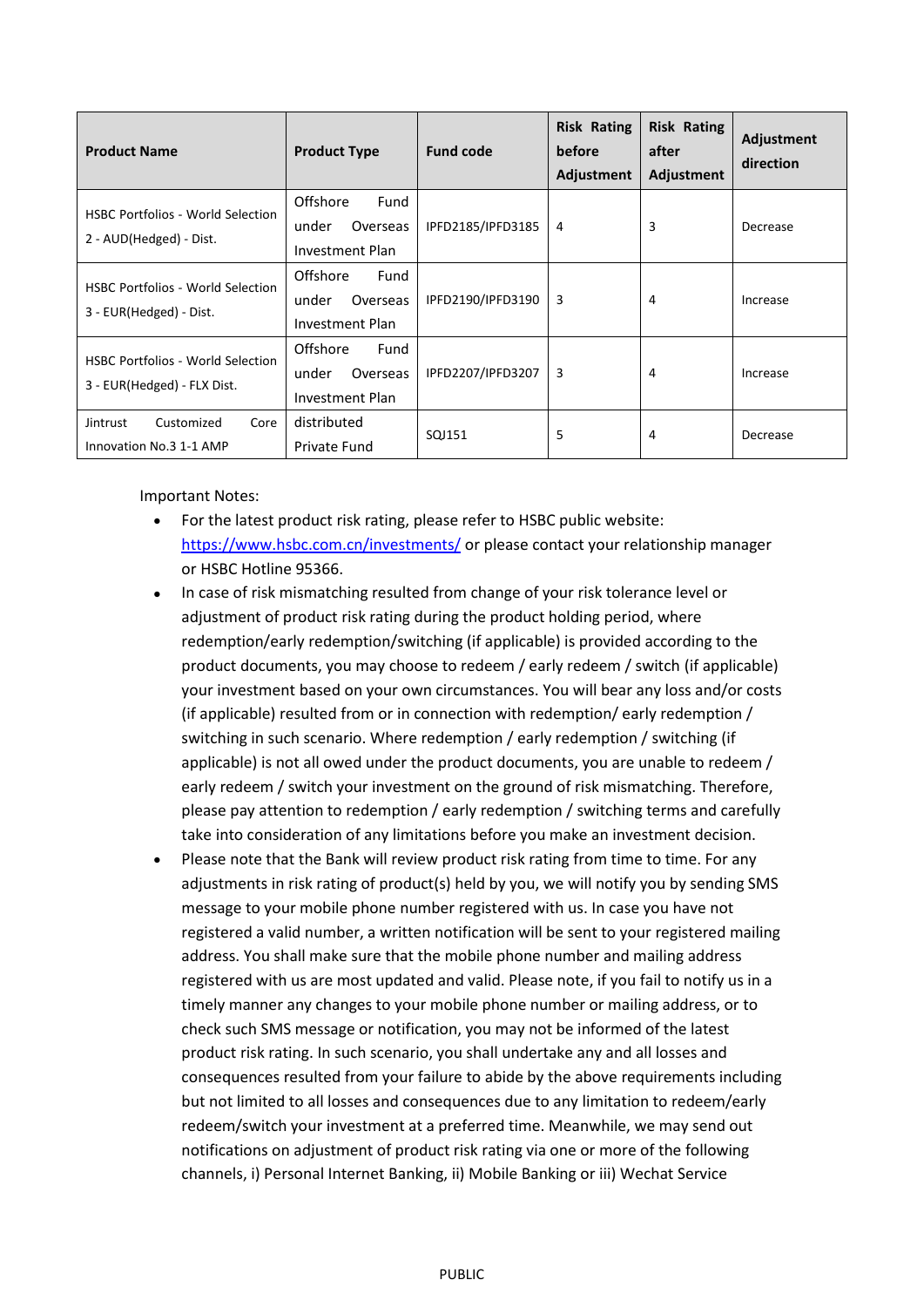| Product Name | Product Type | Fund code | Risk Rating before Adjustment | Risk Rating after Adjustment | Adjustment direction |
|---|---|---|---|---|---|
| HSBC Portfolios - World Selection 2 - AUD(Hedged) - Dist. | Offshore Fund under Overseas Investment Plan | IPFD2185/IPFD3185 | 4 | 3 | Decrease |
| HSBC Portfolios - World Selection 3 - EUR(Hedged) - Dist. | Offshore Fund under Overseas Investment Plan | IPFD2190/IPFD3190 | 3 | 4 | Increase |
| HSBC Portfolios - World Selection 3 - EUR(Hedged) - FLX Dist. | Offshore Fund under Overseas Investment Plan | IPFD2207/IPFD3207 | 3 | 4 | Increase |
| Jintrust Customized Core Innovation No.3 1-1 AMP | distributed Private Fund | SQJ151 | 5 | 4 | Decrease |

Important Notes:

- For the latest product risk rating, please refer to HSBC public website: https://www.hsbc.com.cn/investments/ or please contact your relationship manager or HSBC Hotline 95366.
- In case of risk mismatching resulted from change of your risk tolerance level or adjustment of product risk rating during the product holding period, where redemption/early redemption/switching (if applicable) is provided according to the product documents, you may choose to redeem / early redeem / switch (if applicable) your investment based on your own circumstances. You will bear any loss and/or costs (if applicable) resulted from or in connection with redemption/ early redemption / switching in such scenario. Where redemption / early redemption / switching (if applicable) is not all owed under the product documents, you are unable to redeem / early redeem / switch your investment on the ground of risk mismatching. Therefore, please pay attention to redemption / early redemption / switching terms and carefully take into consideration of any limitations before you make an investment decision.
- Please note that the Bank will review product risk rating from time to time. For any adjustments in risk rating of product(s) held by you, we will notify you by sending SMS message to your mobile phone number registered with us. In case you have not registered a valid number, a written notification will be sent to your registered mailing address. You shall make sure that the mobile phone number and mailing address registered with us are most updated and valid. Please note, if you fail to notify us in a timely manner any changes to your mobile phone number or mailing address, or to check such SMS message or notification, you may not be informed of the latest product risk rating. In such scenario, you shall undertake any and all losses and consequences resulted from your failure to abide by the above requirements including but not limited to all losses and consequences due to any limitation to redeem/early redeem/switch your investment at a preferred time. Meanwhile, we may send out notifications on adjustment of product risk rating via one or more of the following channels, i) Personal Internet Banking, ii) Mobile Banking or iii) Wechat Service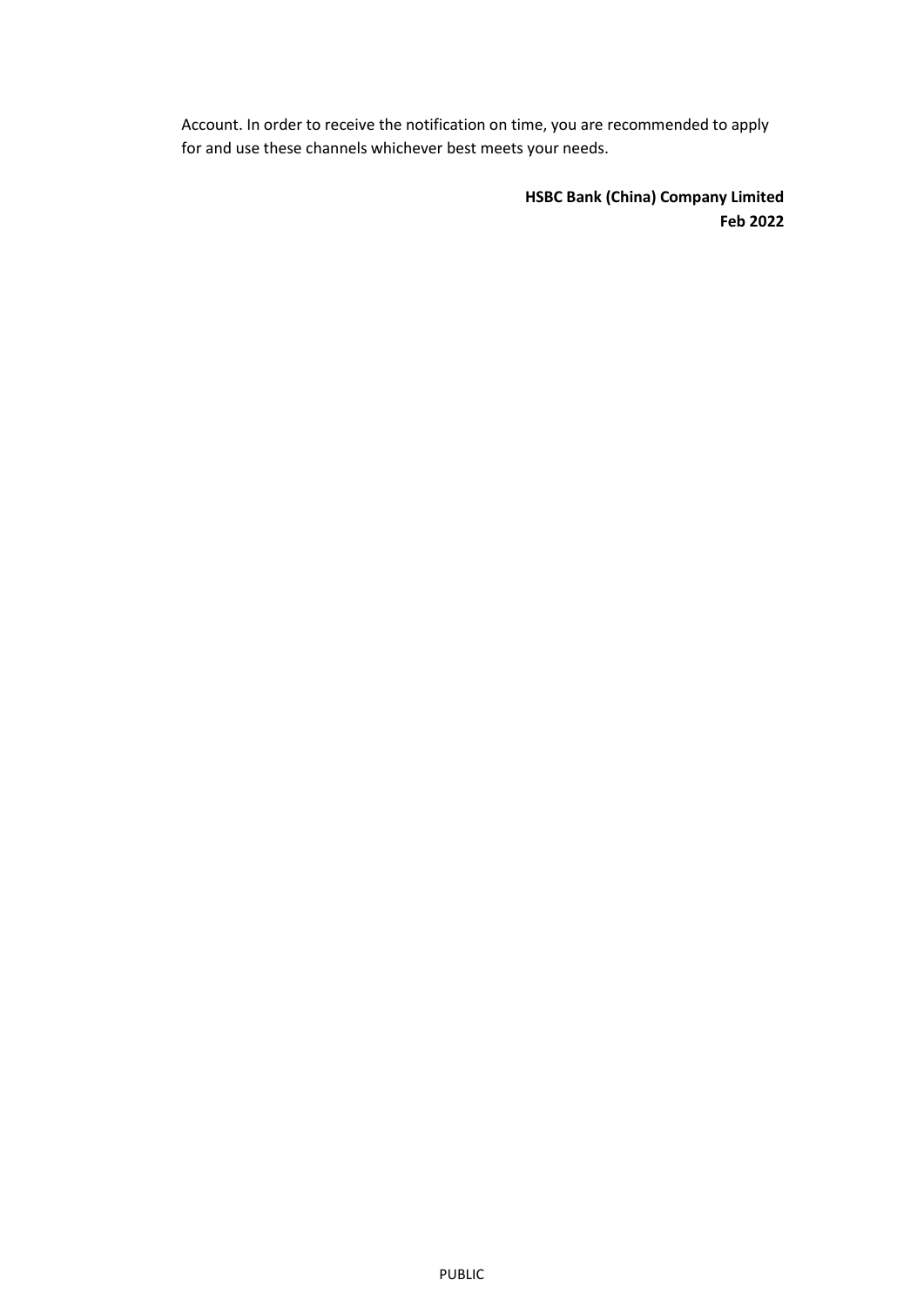Account. In order to receive the notification on time, you are recommended to apply for and use these channels whichever best meets your needs.

**HSBC Bank (China) Company Limited**
**Feb 2022**

PUBLIC